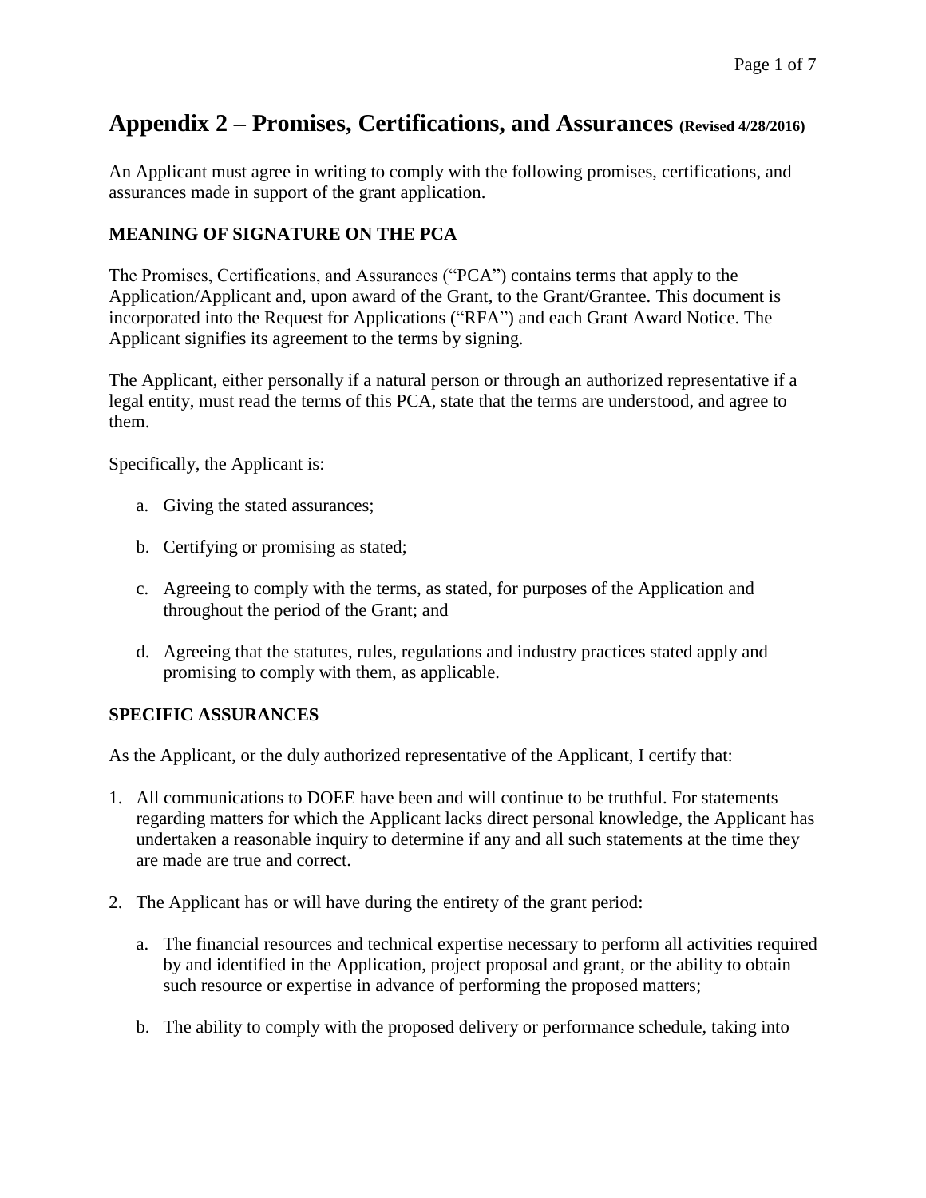# Appendix 2 – Promises, Certifications, and Assurances (Revised 4/28/2016)

An Applicant must agree in writing to comply with the following promises, certifications, and assurances made in support of the grant application.

## MEANING OF SIGNATURE ON THE PCA

The Promises, Certifications, and Assurances ("PCA") contains terms that apply to the Application/Applicant and, upon award of the Grant, to the Grant/Grantee. This document is incorporated into the Request for Applications ("RFA") and each Grant Award Notice. The Applicant signifies its agreement to the terms by signing.

The Applicant, either personally if a natural person or through an authorized representative if a legal entity, must read the terms of this PCA, state that the terms are understood, and agree to them.

Specifically, the Applicant is:

a. Giving the stated assurances;

b. Certifying or promising as stated;

c. Agreeing to comply with the terms, as stated, for purposes of the Application and throughout the period of the Grant; and

d. Agreeing that the statutes, rules, regulations and industry practices stated apply and promising to comply with them, as applicable.

## SPECIFIC ASSURANCES

As the Applicant, or the duly authorized representative of the Applicant, I certify that:

1. All communications to DOEE have been and will continue to be truthful. For statements regarding matters for which the Applicant lacks direct personal knowledge, the Applicant has undertaken a reasonable inquiry to determine if any and all such statements at the time they are made are true and correct.

2. The Applicant has or will have during the entirety of the grant period:

   a. The financial resources and technical expertise necessary to perform all activities required by and identified in the Application, project proposal and grant, or the ability to obtain such resource or expertise in advance of performing the proposed matters;

   b. The ability to comply with the proposed delivery or performance schedule, taking into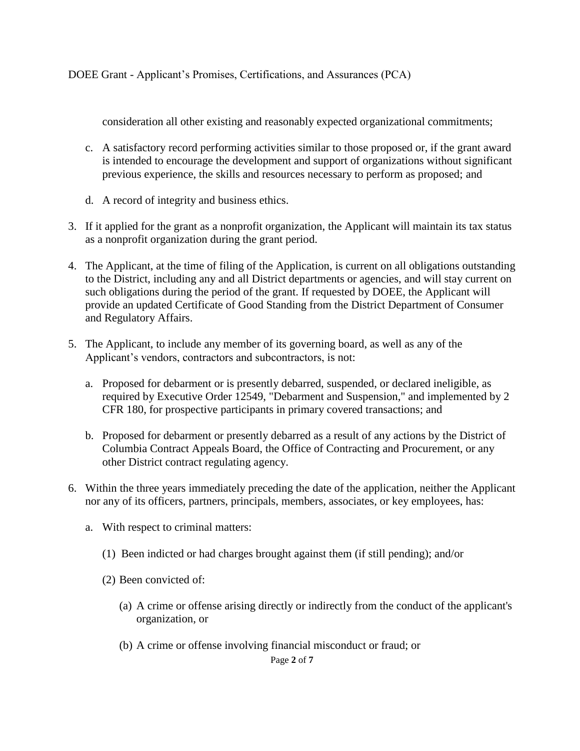consideration all other existing and reasonably expected organizational commitments;

c. A satisfactory record performing activities similar to those proposed or, if the grant award is intended to encourage the development and support of organizations without significant previous experience, the skills and resources necessary to perform as proposed; and

d. A record of integrity and business ethics.

3. If it applied for the grant as a nonprofit organization, the Applicant will maintain its tax status as a nonprofit organization during the grant period.

4. The Applicant, at the time of filing of the Application, is current on all obligations outstanding to the District, including any and all District departments or agencies, and will stay current on such obligations during the period of the grant. If requested by DOEE, the Applicant will provide an updated Certificate of Good Standing from the District Department of Consumer and Regulatory Affairs.

5. The Applicant, to include any member of its governing board, as well as any of the Applicant's vendors, contractors and subcontractors, is not:

   a. Proposed for debarment or is presently debarred, suspended, or declared ineligible, as required by Executive Order 12549, "Debarment and Suspension," and implemented by 2 CFR 180, for prospective participants in primary covered transactions; and

   b. Proposed for debarment or presently debarred as a result of any actions by the District of Columbia Contract Appeals Board, the Office of Contracting and Procurement, or any other District contract regulating agency.

6. Within the three years immediately preceding the date of the application, neither the Applicant nor any of its officers, partners, principals, members, associates, or key employees, has:

   a. With respect to criminal matters:

      (1) Been indicted or had charges brought against them (if still pending); and/or

      (2) Been convicted of:

         (a) A crime or offense arising directly or indirectly from the conduct of the applicant's organization, or

         (b) A crime or offense involving financial misconduct or fraud; or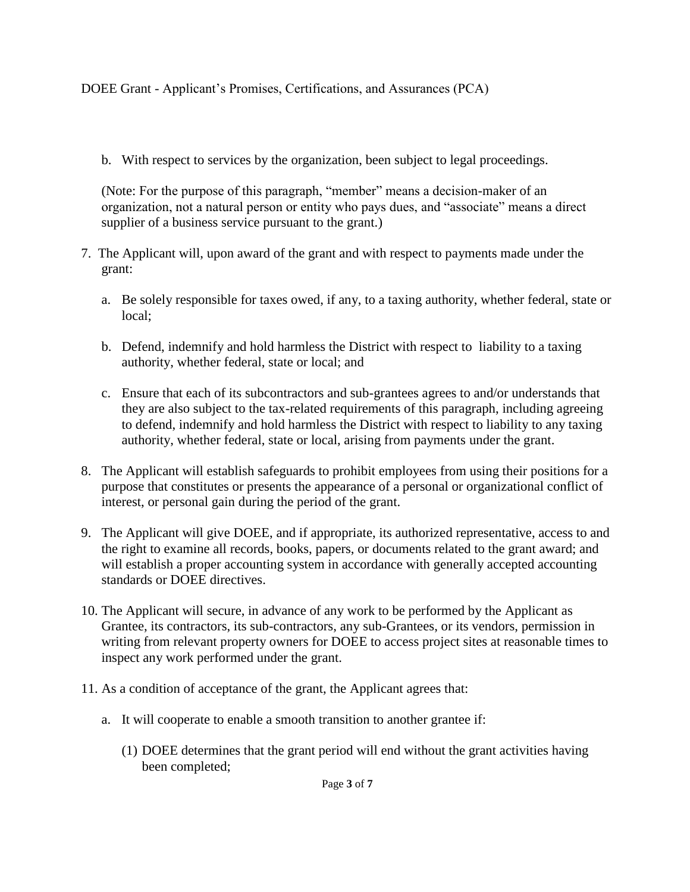b. With respect to services by the organization, been subject to legal proceedings.

(Note: For the purpose of this paragraph, "member" means a decision-maker of an organization, not a natural person or entity who pays dues, and "associate" means a direct supplier of a business service pursuant to the grant.)

7. The Applicant will, upon award of the grant and with respect to payments made under the grant:

   a. Be solely responsible for taxes owed, if any, to a taxing authority, whether federal, state or local;

   b. Defend, indemnify and hold harmless the District with respect to liability to a taxing authority, whether federal, state or local; and

   c. Ensure that each of its subcontractors and sub-grantees agrees to and/or understands that they are also subject to the tax-related requirements of this paragraph, including agreeing to defend, indemnify and hold harmless the District with respect to liability to any taxing authority, whether federal, state or local, arising from payments under the grant.

8. The Applicant will establish safeguards to prohibit employees from using their positions for a purpose that constitutes or presents the appearance of a personal or organizational conflict of interest, or personal gain during the period of the grant.

9. The Applicant will give DOEE, and if appropriate, its authorized representative, access to and the right to examine all records, books, papers, or documents related to the grant award; and will establish a proper accounting system in accordance with generally accepted accounting standards or DOEE directives.

10. The Applicant will secure, in advance of any work to be performed by the Applicant as Grantee, its contractors, its sub-contractors, any sub-Grantees, or its vendors, permission in writing from relevant property owners for DOEE to access project sites at reasonable times to inspect any work performed under the grant.

11. As a condition of acceptance of the grant, the Applicant agrees that:

    a. It will cooperate to enable a smooth transition to another grantee if:

       (1) DOEE determines that the grant period will end without the grant activities having been completed;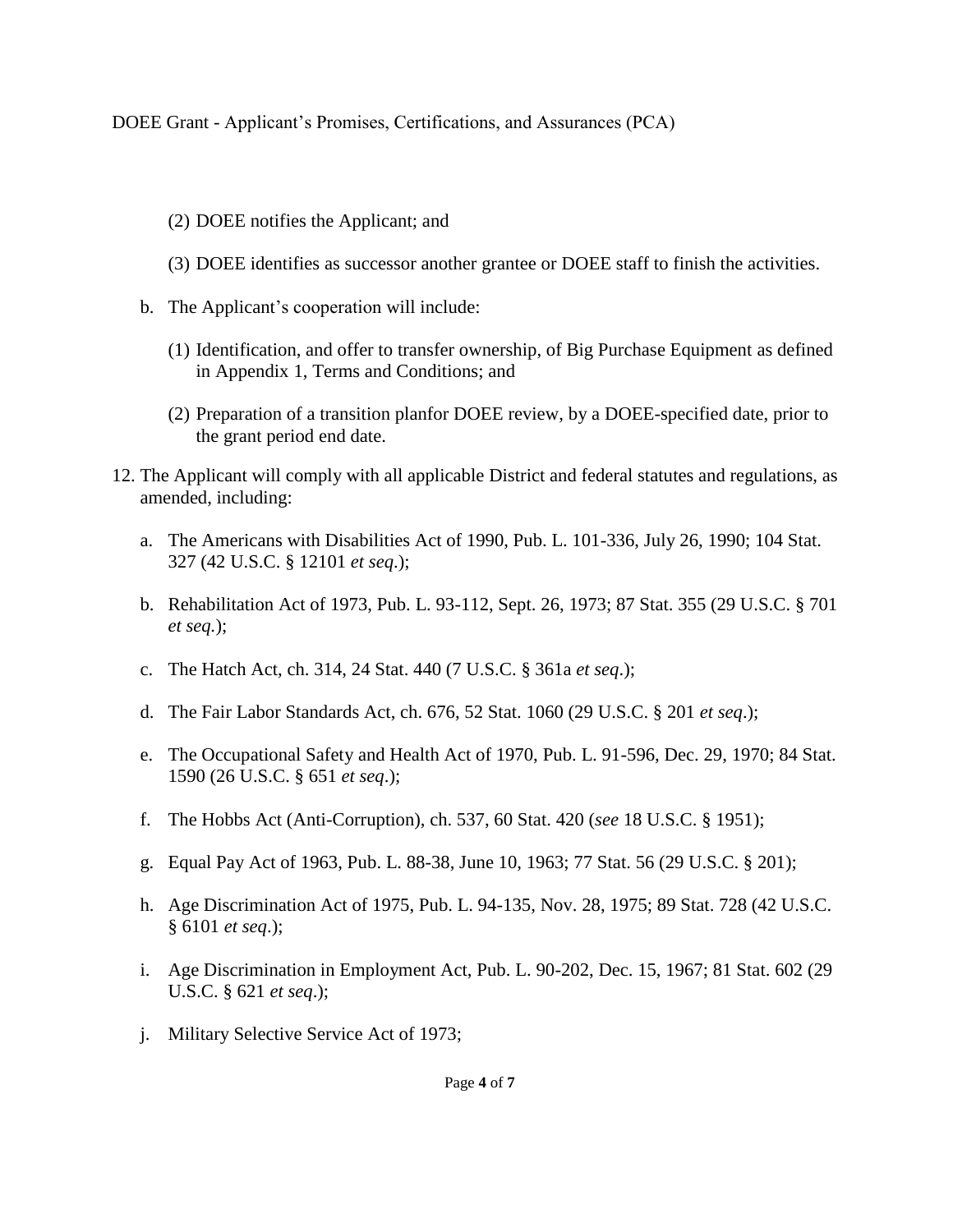(2) DOEE notifies the Applicant; and

(3) DOEE identifies as successor another grantee or DOEE staff to finish the activities.

b. The Applicant's cooperation will include:

(1) Identification, and offer to transfer ownership, of Big Purchase Equipment as defined in Appendix 1, Terms and Conditions; and

(2) Preparation of a transition planfor DOEE review, by a DOEE-specified date, prior to the grant period end date.

12. The Applicant will comply with all applicable District and federal statutes and regulations, as amended, including:

a. The Americans with Disabilities Act of 1990, Pub. L. 101-336, July 26, 1990; 104 Stat. 327 (42 U.S.C. § 12101 *et seq.*);

b. Rehabilitation Act of 1973, Pub. L. 93-112, Sept. 26, 1973; 87 Stat. 355 (29 U.S.C. § 701 *et seq.*);

c. The Hatch Act, ch. 314, 24 Stat. 440 (7 U.S.C. § 361a *et seq*.);

d. The Fair Labor Standards Act, ch. 676, 52 Stat. 1060 (29 U.S.C. § 201 *et seq*.);

e. The Occupational Safety and Health Act of 1970, Pub. L. 91-596, Dec. 29, 1970; 84 Stat. 1590 (26 U.S.C. § 651 *et seq*.);

f. The Hobbs Act (Anti-Corruption), ch. 537, 60 Stat. 420 (*see* 18 U.S.C. § 1951);

g. Equal Pay Act of 1963, Pub. L. 88-38, June 10, 1963; 77 Stat. 56 (29 U.S.C. § 201);

h. Age Discrimination Act of 1975, Pub. L. 94-135, Nov. 28, 1975; 89 Stat. 728 (42 U.S.C. § 6101 *et seq*.);

i. Age Discrimination in Employment Act, Pub. L. 90-202, Dec. 15, 1967; 81 Stat. 602 (29 U.S.C. § 621 *et seq*.);

j. Military Selective Service Act of 1973;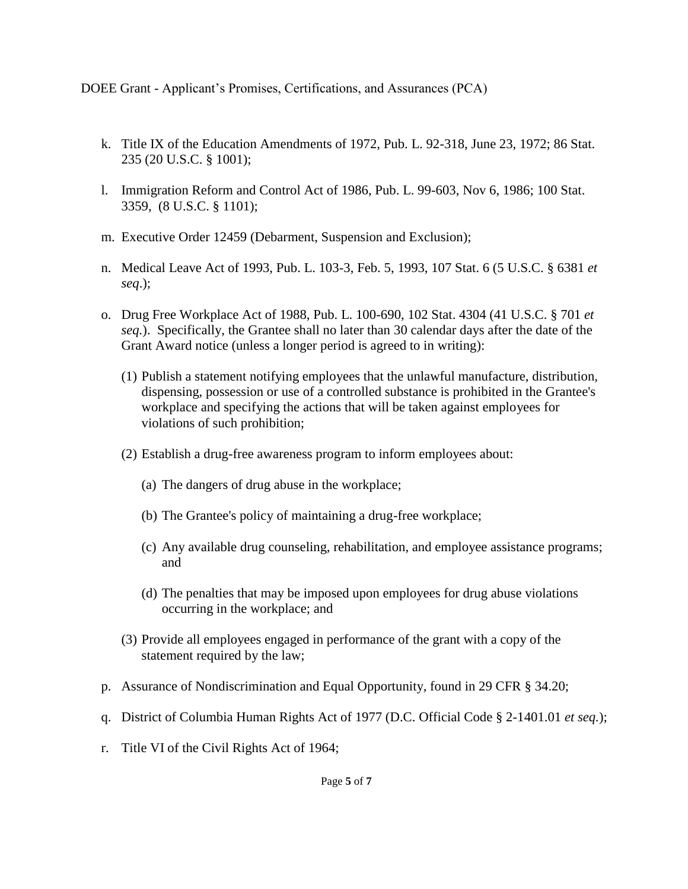k. Title IX of the Education Amendments of 1972, Pub. L. 92-318, June 23, 1972; 86 Stat. 235 (20 U.S.C. § 1001);

l. Immigration Reform and Control Act of 1986, Pub. L. 99-603, Nov 6, 1986; 100 Stat. 3359, (8 U.S.C. § 1101);

m. Executive Order 12459 (Debarment, Suspension and Exclusion);

n. Medical Leave Act of 1993, Pub. L. 103-3, Feb. 5, 1993, 107 Stat. 6 (5 U.S.C. § 6381 *et seq*.);

o. Drug Free Workplace Act of 1988, Pub. L. 100-690, 102 Stat. 4304 (41 U.S.C. § 701 *et seq.*). Specifically, the Grantee shall no later than 30 calendar days after the date of the Grant Award notice (unless a longer period is agreed to in writing):

   (1) Publish a statement notifying employees that the unlawful manufacture, distribution, dispensing, possession or use of a controlled substance is prohibited in the Grantee's workplace and specifying the actions that will be taken against employees for violations of such prohibition;

   (2) Establish a drug-free awareness program to inform employees about:

      (a) The dangers of drug abuse in the workplace;

      (b) The Grantee's policy of maintaining a drug-free workplace;

      (c) Any available drug counseling, rehabilitation, and employee assistance programs; and

      (d) The penalties that may be imposed upon employees for drug abuse violations occurring in the workplace; and

   (3) Provide all employees engaged in performance of the grant with a copy of the statement required by the law;

p. Assurance of Nondiscrimination and Equal Opportunity, found in 29 CFR § 34.20;

q. District of Columbia Human Rights Act of 1977 (D.C. Official Code § 2-1401.01 *et seq.*);

r. Title VI of the Civil Rights Act of 1964;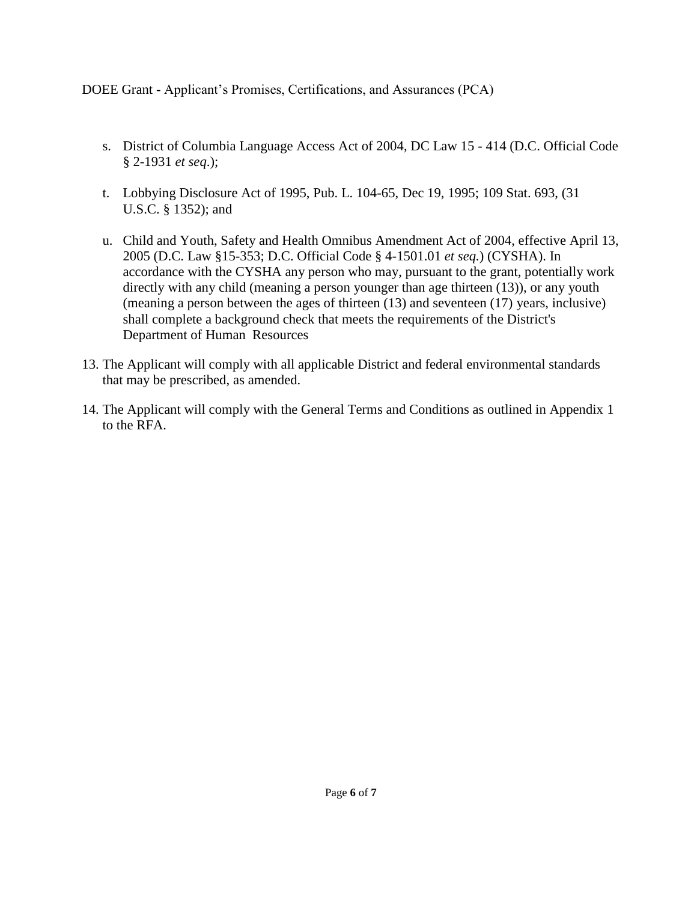s. District of Columbia Language Access Act of 2004, DC Law 15 - 414 (D.C. Official Code § 2-1931 *et seq*.);

t. Lobbying Disclosure Act of 1995, Pub. L. 104-65, Dec 19, 1995; 109 Stat. 693, (31 U.S.C. § 1352); and

u. Child and Youth, Safety and Health Omnibus Amendment Act of 2004, effective April 13, 2005 (D.C. Law §15-353; D.C. Official Code § 4-1501.01 *et seq.*) (CYSHA). In accordance with the CYSHA any person who may, pursuant to the grant, potentially work directly with any child (meaning a person younger than age thirteen (13)), or any youth (meaning a person between the ages of thirteen (13) and seventeen (17) years, inclusive) shall complete a background check that meets the requirements of the District's Department of Human Resources

13. The Applicant will comply with all applicable District and federal environmental standards that may be prescribed, as amended.

14. The Applicant will comply with the General Terms and Conditions as outlined in Appendix 1 to the RFA.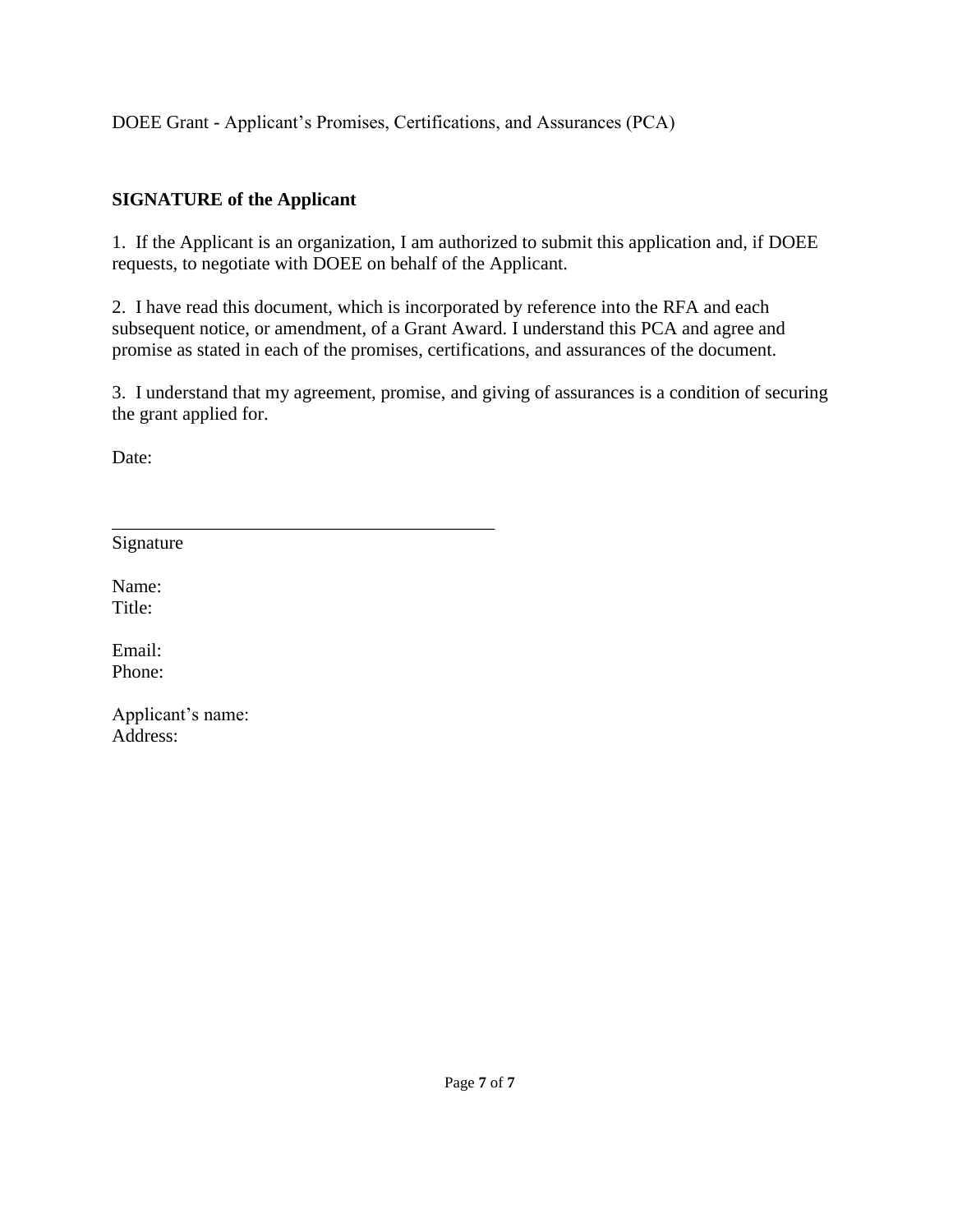DOEE Grant - Applicant's Promises, Certifications, and Assurances (PCA)

**SIGNATURE of the Applicant**

1. If the Applicant is an organization, I am authorized to submit this application and, if DOEE requests, to negotiate with DOEE on behalf of the Applicant.

2. I have read this document, which is incorporated by reference into the RFA and each subsequent notice, or amendment, of a Grant Award. I understand this PCA and agree and promise as stated in each of the promises, certifications, and assurances of the document.

3. I understand that my agreement, promise, and giving of assurances is a condition of securing the grant applied for.

Date:

\_\_\_\_\_\_\_\_\_\_\_\_\_\_\_\_\_\_\_\_\_\_\_\_\_\_\_\_\_\_\_\_\_\_\_\_\_\_\_\_\_\_

Signature

Name:
Title:

Email:
Phone:

Applicant's name:
Address: